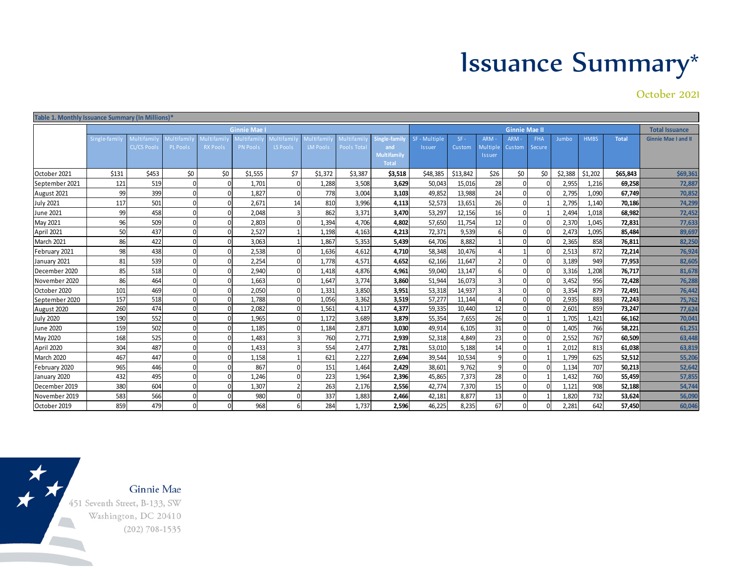# Issuance Summary*

October 2021

**Table 1. Monthly Issuance Summary (In Millions)***

| | Ginnie Mae I | | | | | | | | | Ginnie Mae II | | | | | | | | Total Issuance |
|---|---|---|---|---|---|---|---|---|---|---|---|---|---|---|---|---|---|---|
| | Single-family | Multifamily CL/CS Pools | Multifamily PL Pools | Multifamily RX Pools | Multifamily PN Pools | Multifamily LS Pools | Multifamily LM Pools | Multifamily Pools Total | Single-family and Multifamily Total | SF - Multiple Issuer | SF - Custom | ARM - Multiple Issuer | ARM - Custom | FHA Secure | Jumbo | HMBS | Total | Ginnie Mae I and II |
| October 2021 | $131 | $453 | $0 | $0 | $1,555 | $7 | $1,372 | $3,387 | **$3,518** | $48,385 | $13,842 | $26 | $0 | $0 | $2,388 | $1,202 | **$65,843** | $69,361 |
| September 2021 | 121 | 519 | 0 | 0 | 1,701 | 0 | 1,288 | 3,508 | **3,629** | 50,043 | 15,016 | 28 | 0 | 0 | 2,955 | 1,216 | **69,258** | 72,887 |
| August 2021 | 99 | 399 | 0 | 0 | 1,827 | 0 | 778 | 3,004 | **3,103** | 49,852 | 13,988 | 24 | 0 | 0 | 2,795 | 1,090 | **67,749** | 70,852 |
| July 2021 | 117 | 501 | 0 | 0 | 2,671 | 14 | 810 | 3,996 | **4,113** | 52,573 | 13,651 | 26 | 0 | 1 | 2,795 | 1,140 | **70,186** | 74,299 |
| June 2021 | 99 | 458 | 0 | 0 | 2,048 | 3 | 862 | 3,371 | **3,470** | 53,297 | 12,156 | 16 | 0 | 1 | 2,494 | 1,018 | **68,982** | 72,452 |
| May 2021 | 96 | 509 | 0 | 0 | 2,803 | 0 | 1,394 | 4,706 | **4,802** | 57,650 | 11,754 | 12 | 0 | 0 | 2,370 | 1,045 | **72,831** | 77,633 |
| April 2021 | 50 | 437 | 0 | 0 | 2,527 | 1 | 1,198 | 4,163 | **4,213** | 72,371 | 9,539 | 6 | 0 | 0 | 2,473 | 1,095 | **85,484** | 89,697 |
| March 2021 | 86 | 422 | 0 | 0 | 3,063 | 1 | 1,867 | 5,353 | **5,439** | 64,706 | 8,882 | 1 | 0 | 0 | 2,365 | 858 | **76,811** | 82,250 |
| February 2021 | 98 | 438 | 0 | 0 | 2,538 | 0 | 1,636 | 4,612 | **4,710** | 58,348 | 10,476 | 4 | 1 | 0 | 2,513 | 872 | **72,214** | 76,924 |
| January 2021 | 81 | 539 | 0 | 0 | 2,254 | 0 | 1,778 | 4,571 | **4,652** | 62,166 | 11,647 | 2 | 0 | 0 | 3,189 | 949 | **77,953** | 82,605 |
| December 2020 | 85 | 518 | 0 | 0 | 2,940 | 0 | 1,418 | 4,876 | **4,961** | 59,040 | 13,147 | 6 | 0 | 0 | 3,316 | 1,208 | **76,717** | 81,678 |
| November 2020 | 86 | 464 | 0 | 0 | 1,663 | 0 | 1,647 | 3,774 | **3,860** | 51,944 | 16,073 | 3 | 0 | 0 | 3,452 | 956 | **72,428** | 76,288 |
| October 2020 | 101 | 469 | 0 | 0 | 2,050 | 0 | 1,331 | 3,850 | **3,951** | 53,318 | 14,937 | 3 | 0 | 0 | 3,354 | 879 | **72,491** | 76,442 |
| September 2020 | 157 | 518 | 0 | 0 | 1,788 | 0 | 1,056 | 3,362 | **3,519** | 57,277 | 11,144 | 4 | 0 | 0 | 2,935 | 883 | **72,243** | 75,762 |
| August 2020 | 260 | 474 | 0 | 0 | 2,082 | 0 | 1,561 | 4,117 | **4,377** | 59,335 | 10,440 | 12 | 0 | 0 | 2,601 | 859 | **73,247** | 77,624 |
| July 2020 | 190 | 552 | 0 | 0 | 1,965 | 0 | 1,172 | 3,689 | **3,879** | 55,354 | 7,655 | 26 | 0 | 1 | 1,705 | 1,421 | **66,162** | 70,041 |
| June 2020 | 159 | 502 | 0 | 0 | 1,185 | 0 | 1,184 | 2,871 | **3,030** | 49,914 | 6,105 | 31 | 0 | 0 | 1,405 | 766 | **58,221** | 61,251 |
| May 2020 | 168 | 525 | 0 | 0 | 1,483 | 3 | 760 | 2,771 | **2,939** | 52,318 | 4,849 | 23 | 0 | 0 | 2,552 | 767 | **60,509** | 63,448 |
| April 2020 | 304 | 487 | 0 | 0 | 1,433 | 3 | 554 | 2,477 | **2,781** | 53,010 | 5,188 | 14 | 0 | 1 | 2,012 | 813 | **61,038** | 63,819 |
| March 2020 | 467 | 447 | 0 | 0 | 1,158 | 1 | 621 | 2,227 | **2,694** | 39,544 | 10,534 | 9 | 0 | 1 | 1,799 | 625 | **52,512** | 55,206 |
| February 2020 | 965 | 446 | 0 | 0 | 867 | 0 | 151 | 1,464 | **2,429** | 38,601 | 9,762 | 9 | 0 | 0 | 1,134 | 707 | **50,213** | 52,642 |
| January 2020 | 432 | 495 | 0 | 0 | 1,246 | 0 | 223 | 1,964 | **2,396** | 45,865 | 7,373 | 28 | 0 | 1 | 1,432 | 760 | **55,459** | 57,855 |
| December 2019 | 380 | 604 | 0 | 0 | 1,307 | 2 | 263 | 2,176 | **2,556** | 42,774 | 7,370 | 15 | 0 | 0 | 1,121 | 908 | **52,188** | 54,744 |
| November 2019 | 583 | 566 | 0 | 0 | 980 | 0 | 337 | 1,883 | **2,466** | 42,181 | 8,877 | 13 | 0 | 1 | 1,820 | 732 | **53,624** | 56,090 |
| October 2019 | 859 | 479 | 0 | 0 | 968 | 6 | 284 | 1,737 | **2,596** | 46,225 | 8,235 | 67 | 0 | 0 | 2,281 | 642 | **57,450** | 60,046 |

Ginnie Mae
451 Seventh Street, B-133, SW
Washington, DC 20410
(202) 708-1535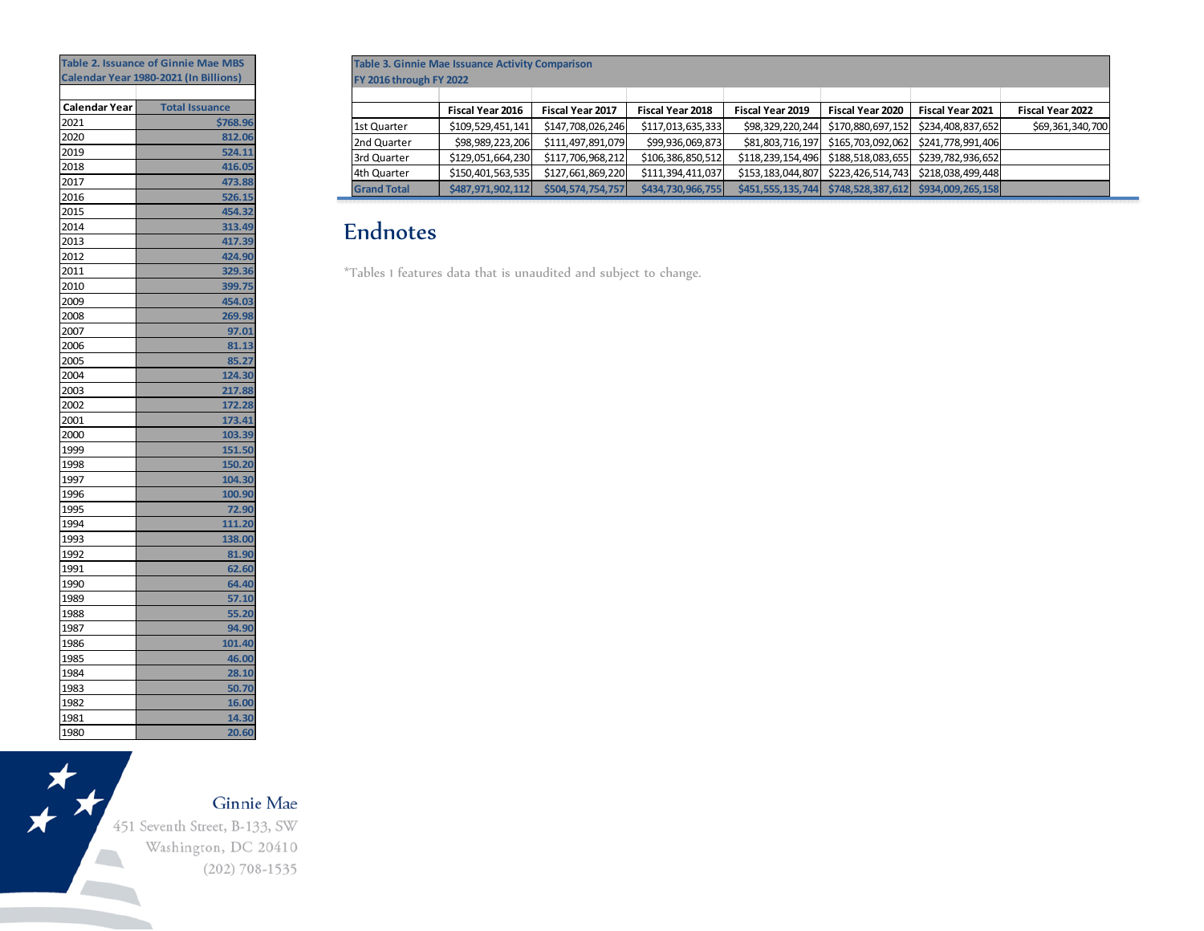**Table 2. Issuance of Ginnie Mae MBS Calendar Year 1980-2021 (In Billions)**

| Calendar Year | Total Issuance |
|---|---|
| 2021 | $768.96 |
| 2020 | 812.06 |
| 2019 | 524.11 |
| 2018 | 416.05 |
| 2017 | 473.88 |
| 2016 | 526.15 |
| 2015 | 454.32 |
| 2014 | 313.49 |
| 2013 | 417.39 |
| 2012 | 424.90 |
| 2011 | 329.36 |
| 2010 | 399.75 |
| 2009 | 454.03 |
| 2008 | 269.98 |
| 2007 | 97.01 |
| 2006 | 81.13 |
| 2005 | 85.27 |
| 2004 | 124.30 |
| 2003 | 217.88 |
| 2002 | 172.28 |
| 2001 | 173.41 |
| 2000 | 103.39 |
| 1999 | 151.50 |
| 1998 | 150.20 |
| 1997 | 104.30 |
| 1996 | 100.90 |
| 1995 | 72.90 |
| 1994 | 111.20 |
| 1993 | 138.00 |
| 1992 | 81.90 |
| 1991 | 62.60 |
| 1990 | 64.40 |
| 1989 | 57.10 |
| 1988 | 55.20 |
| 1987 | 94.90 |
| 1986 | 101.40 |
| 1985 | 46.00 |
| 1984 | 28.10 |
| 1983 | 50.70 |
| 1982 | 16.00 |
| 1981 | 14.30 |
| 1980 | 20.60 |

**Table 3. Ginnie Mae Issuance Activity Comparison FY 2016 through FY 2022**

| | Fiscal Year 2016 | Fiscal Year 2017 | Fiscal Year 2018 | Fiscal Year 2019 | Fiscal Year 2020 | Fiscal Year 2021 | Fiscal Year 2022 |
|---|---|---|---|---|---|---|---|
| 1st Quarter | $109,529,451,141 | $147,708,026,246 | $117,013,635,333 | $98,329,220,244 | $170,880,697,152 | $234,408,837,652 | $69,361,340,700 |
| 2nd Quarter | $98,989,223,206 | $111,497,891,079 | $99,936,069,873 | $81,803,716,197 | $165,703,092,062 | $241,778,991,406 | |
| 3rd Quarter | $129,051,664,230 | $117,706,968,212 | $106,386,850,512 | $118,239,154,496 | $188,518,083,655 | $239,782,936,652 | |
| 4th Quarter | $150,401,563,535 | $127,661,869,220 | $111,394,411,037 | $153,183,044,807 | $223,426,514,743 | $218,038,499,448 | |
| **Grand Total** | **$487,971,902,112** | **$504,574,754,757** | **$434,730,966,755** | **$451,555,135,744** | **$748,528,387,612** | **$934,009,265,158** | |

## Endnotes

*Tables 1 features data that is unaudited and subject to change.

Ginnie Mae
451 Seventh Street, B-133, SW
Washington, DC 20410
(202) 708-1535